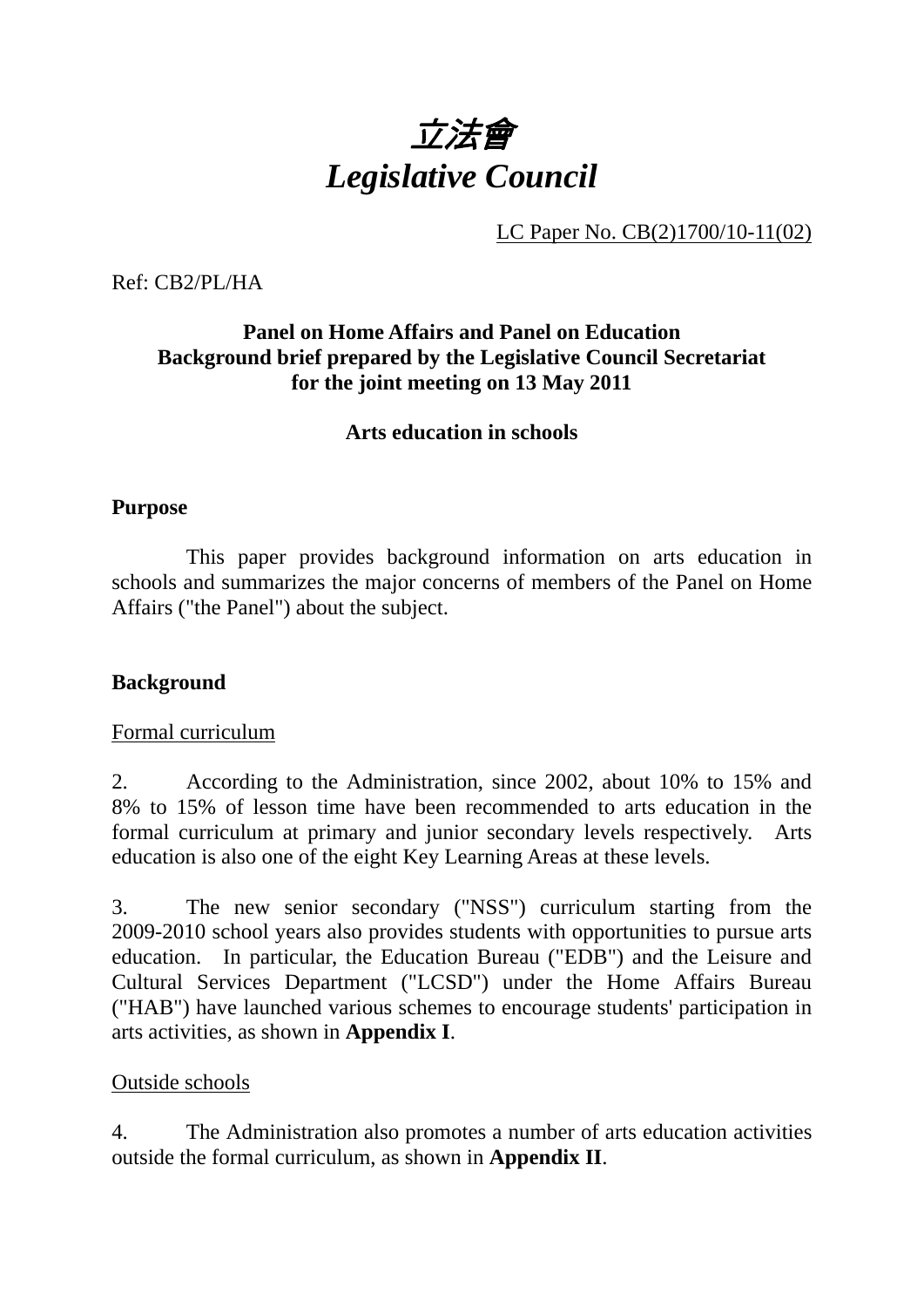# *立法會*
# *Legislative Council*

LC Paper No. CB(2)1700/10-11(02)

Ref: CB2/PL/HA

**Panel on Home Affairs and Panel on Education**
**Background brief prepared by the Legislative Council Secretariat for the joint meeting on 13 May 2011**

**Arts education in schools**

**Purpose**

This paper provides background information on arts education in schools and summarizes the major concerns of members of the Panel on Home Affairs ("the Panel") about the subject.

**Background**

Formal curriculum

2. According to the Administration, since 2002, about 10% to 15% and 8% to 15% of lesson time have been recommended to arts education in the formal curriculum at primary and junior secondary levels respectively. Arts education is also one of the eight Key Learning Areas at these levels.

3. The new senior secondary ("NSS") curriculum starting from the 2009-2010 school years also provides students with opportunities to pursue arts education. In particular, the Education Bureau ("EDB") and the Leisure and Cultural Services Department ("LCSD") under the Home Affairs Bureau ("HAB") have launched various schemes to encourage students' participation in arts activities, as shown in **Appendix I**.

Outside schools

4. The Administration also promotes a number of arts education activities outside the formal curriculum, as shown in **Appendix II**.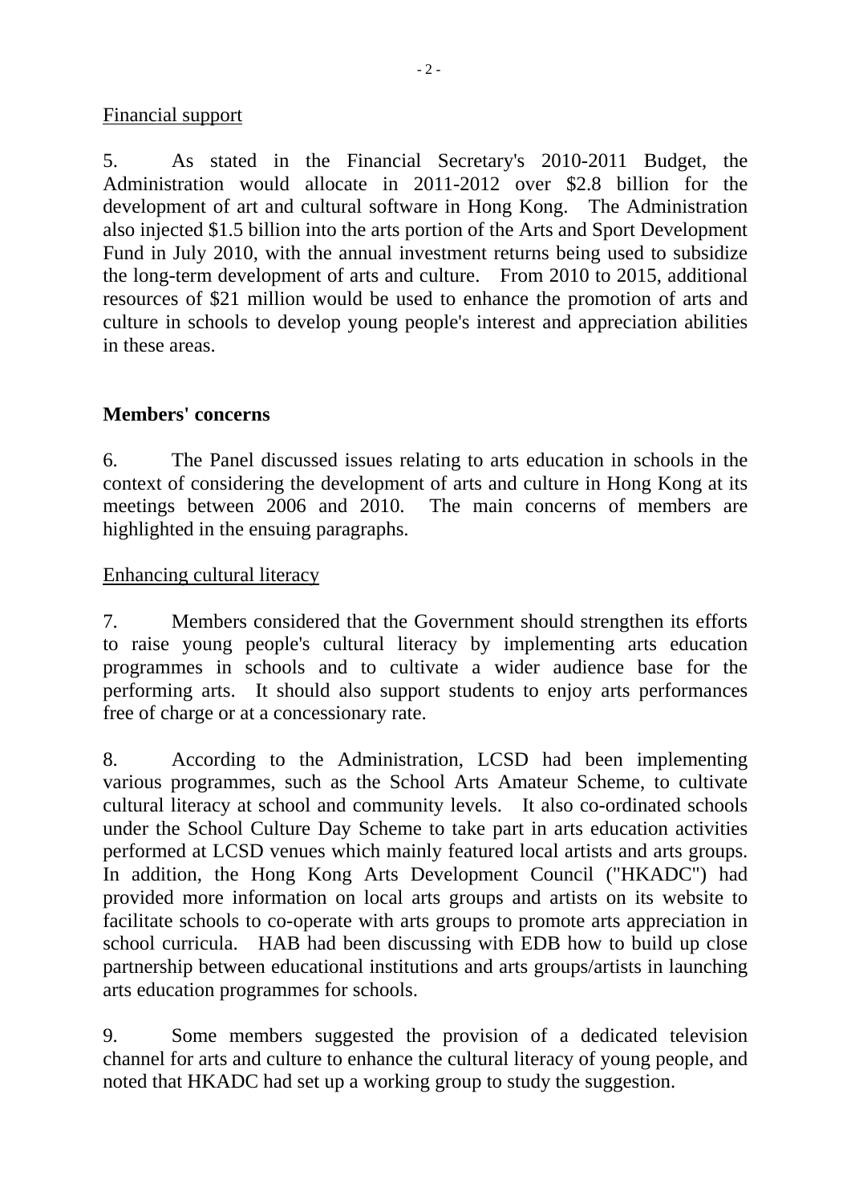Financial support

5. As stated in the Financial Secretary's 2010-2011 Budget, the Administration would allocate in 2011-2012 over $2.8 billion for the development of art and cultural software in Hong Kong. The Administration also injected $1.5 billion into the arts portion of the Arts and Sport Development Fund in July 2010, with the annual investment returns being used to subsidize the long-term development of arts and culture. From 2010 to 2015, additional resources of $21 million would be used to enhance the promotion of arts and culture in schools to develop young people's interest and appreciation abilities in these areas.

## Members' concerns

6. The Panel discussed issues relating to arts education in schools in the context of considering the development of arts and culture in Hong Kong at its meetings between 2006 and 2010. The main concerns of members are highlighted in the ensuing paragraphs.

Enhancing cultural literacy

7. Members considered that the Government should strengthen its efforts to raise young people's cultural literacy by implementing arts education programmes in schools and to cultivate a wider audience base for the performing arts. It should also support students to enjoy arts performances free of charge or at a concessionary rate.

8. According to the Administration, LCSD had been implementing various programmes, such as the School Arts Amateur Scheme, to cultivate cultural literacy at school and community levels. It also co-ordinated schools under the School Culture Day Scheme to take part in arts education activities performed at LCSD venues which mainly featured local artists and arts groups. In addition, the Hong Kong Arts Development Council ("HKADC") had provided more information on local arts groups and artists on its website to facilitate schools to co-operate with arts groups to promote arts appreciation in school curricula. HAB had been discussing with EDB how to build up close partnership between educational institutions and arts groups/artists in launching arts education programmes for schools.

9. Some members suggested the provision of a dedicated television channel for arts and culture to enhance the cultural literacy of young people, and noted that HKADC had set up a working group to study the suggestion.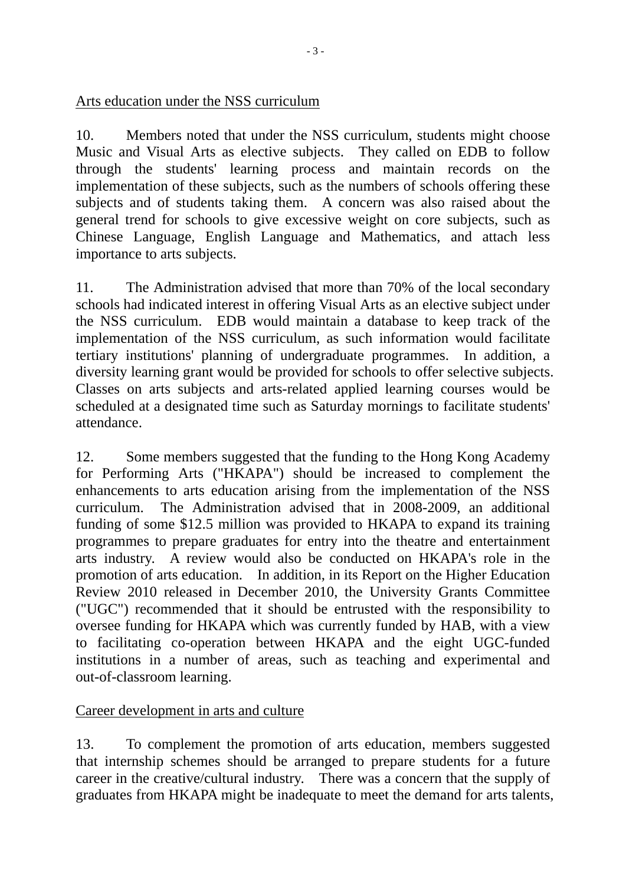Arts education under the NSS curriculum

10. Members noted that under the NSS curriculum, students might choose Music and Visual Arts as elective subjects. They called on EDB to follow through the students' learning process and maintain records on the implementation of these subjects, such as the numbers of schools offering these subjects and of students taking them. A concern was also raised about the general trend for schools to give excessive weight on core subjects, such as Chinese Language, English Language and Mathematics, and attach less importance to arts subjects.

11. The Administration advised that more than 70% of the local secondary schools had indicated interest in offering Visual Arts as an elective subject under the NSS curriculum. EDB would maintain a database to keep track of the implementation of the NSS curriculum, as such information would facilitate tertiary institutions' planning of undergraduate programmes. In addition, a diversity learning grant would be provided for schools to offer selective subjects. Classes on arts subjects and arts-related applied learning courses would be scheduled at a designated time such as Saturday mornings to facilitate students' attendance.

12. Some members suggested that the funding to the Hong Kong Academy for Performing Arts ("HKAPA") should be increased to complement the enhancements to arts education arising from the implementation of the NSS curriculum. The Administration advised that in 2008-2009, an additional funding of some $12.5 million was provided to HKAPA to expand its training programmes to prepare graduates for entry into the theatre and entertainment arts industry. A review would also be conducted on HKAPA's role in the promotion of arts education. In addition, in its Report on the Higher Education Review 2010 released in December 2010, the University Grants Committee ("UGC") recommended that it should be entrusted with the responsibility to oversee funding for HKAPA which was currently funded by HAB, with a view to facilitating co-operation between HKAPA and the eight UGC-funded institutions in a number of areas, such as teaching and experimental and out-of-classroom learning.

Career development in arts and culture

13. To complement the promotion of arts education, members suggested that internship schemes should be arranged to prepare students for a future career in the creative/cultural industry. There was a concern that the supply of graduates from HKAPA might be inadequate to meet the demand for arts talents,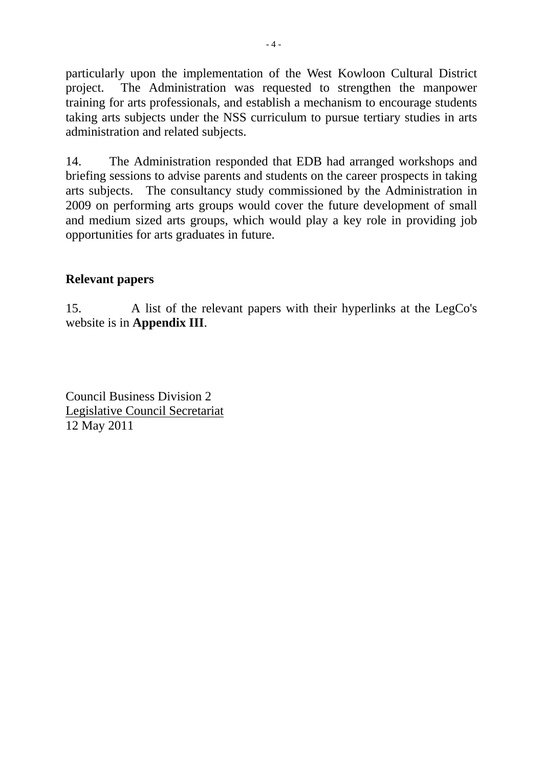particularly upon the implementation of the West Kowloon Cultural District project. The Administration was requested to strengthen the manpower training for arts professionals, and establish a mechanism to encourage students taking arts subjects under the NSS curriculum to pursue tertiary studies in arts administration and related subjects.

14. The Administration responded that EDB had arranged workshops and briefing sessions to advise parents and students on the career prospects in taking arts subjects. The consultancy study commissioned by the Administration in 2009 on performing arts groups would cover the future development of small and medium sized arts groups, which would play a key role in providing job opportunities for arts graduates in future.

## Relevant papers

15. A list of the relevant papers with their hyperlinks at the LegCo's website is in **Appendix III**.

Council Business Division 2
<u>Legislative Council Secretariat</u>
12 May 2011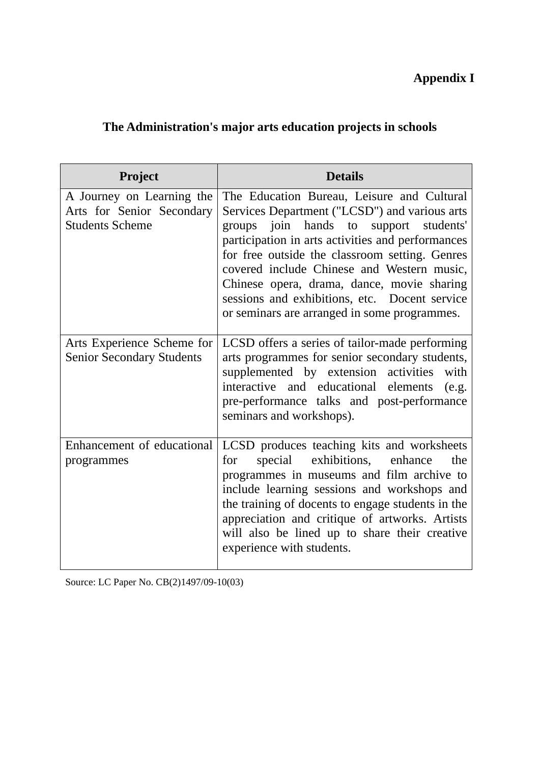**Appendix I**

## The Administration's major arts education projects in schools

| Project | Details |
|---|---|
| A Journey on Learning the Arts for Senior Secondary Students Scheme | The Education Bureau, Leisure and Cultural Services Department ("LCSD") and various arts groups join hands to support students' participation in arts activities and performances for free outside the classroom setting. Genres covered include Chinese and Western music, Chinese opera, drama, dance, movie sharing sessions and exhibitions, etc. Docent service or seminars are arranged in some programmes. |
| Arts Experience Scheme for Senior Secondary Students | LCSD offers a series of tailor-made performing arts programmes for senior secondary students, supplemented by extension activities with interactive and educational elements (e.g. pre-performance talks and post-performance seminars and workshops). |
| Enhancement of educational programmes | LCSD produces teaching kits and worksheets for special exhibitions, enhance the programmes in museums and film archive to include learning sessions and workshops and the training of docents to engage students in the appreciation and critique of artworks. Artists will also be lined up to share their creative experience with students. |

Source: LC Paper No. CB(2)1497/09-10(03)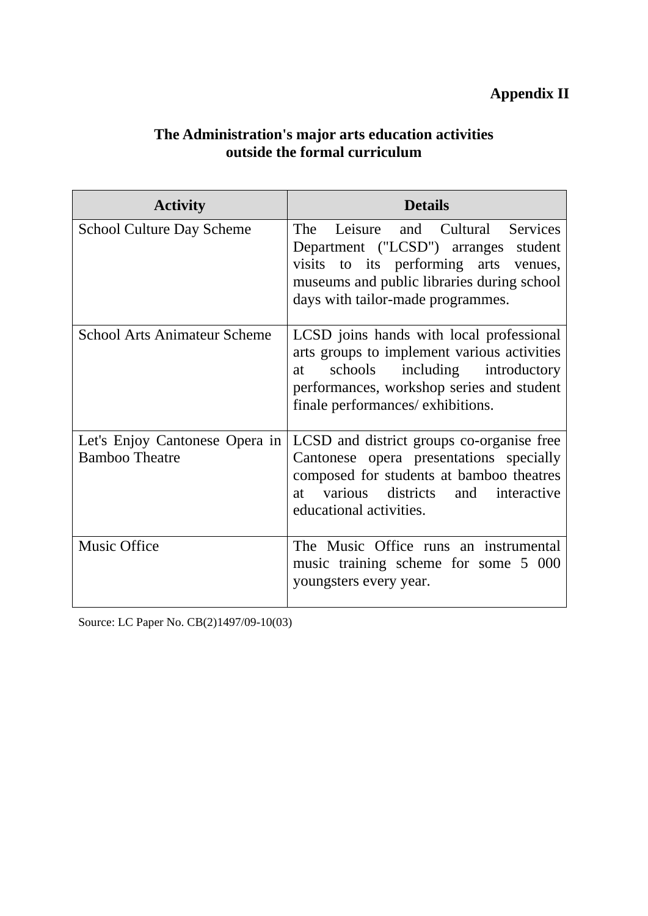**Appendix II**

## The Administration's major arts education activities outside the formal curriculum

| Activity | Details |
|---|---|
| School Culture Day Scheme | The Leisure and Cultural Services Department ("LCSD") arranges student visits to its performing arts venues, museums and public libraries during school days with tailor-made programmes. |
| School Arts Animateur Scheme | LCSD joins hands with local professional arts groups to implement various activities at schools including introductory performances, workshop series and student finale performances/ exhibitions. |
| Let's Enjoy Cantonese Opera in Bamboo Theatre | LCSD and district groups co-organise free Cantonese opera presentations specially composed for students at bamboo theatres at various districts and interactive educational activities. |
| Music Office | The Music Office runs an instrumental music training scheme for some 5 000 youngsters every year. |

Source: LC Paper No. CB(2)1497/09-10(03)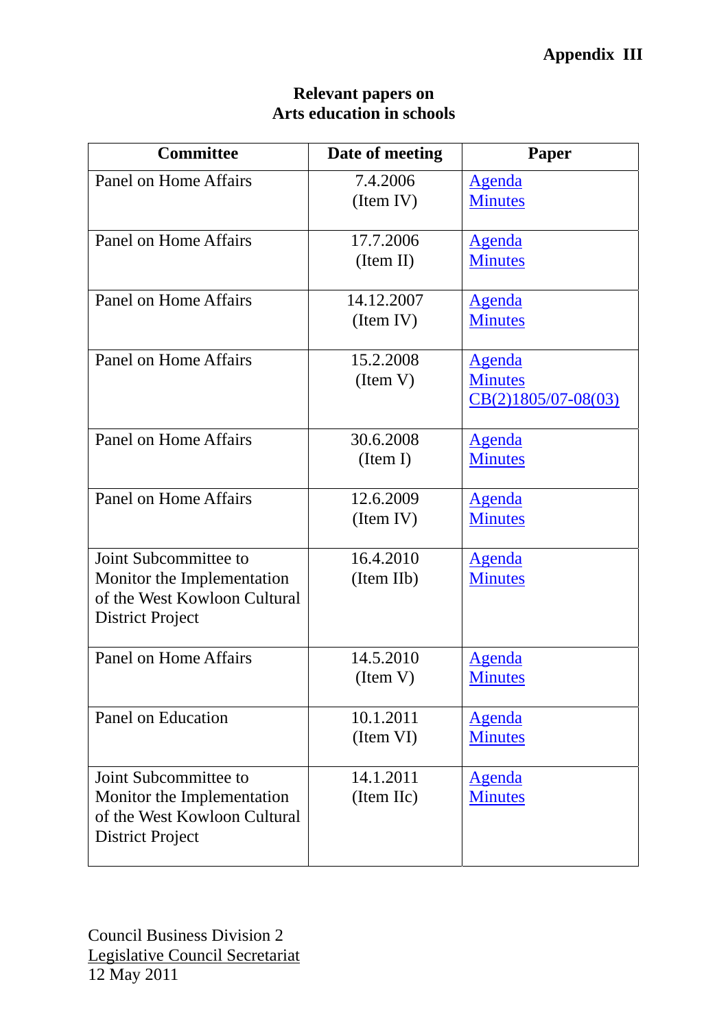**Appendix III**

**Relevant papers on**
**Arts education in schools**

| Committee | Date of meeting | Paper |
|---|---|---|
| Panel on Home Affairs | 7.4.2006 (Item IV) | Agenda<br>Minutes |
| Panel on Home Affairs | 17.7.2006 (Item II) | Agenda<br>Minutes |
| Panel on Home Affairs | 14.12.2007 (Item IV) | Agenda<br>Minutes |
| Panel on Home Affairs | 15.2.2008 (Item V) | Agenda<br>Minutes<br>CB(2)1805/07-08(03) |
| Panel on Home Affairs | 30.6.2008 (Item I) | Agenda<br>Minutes |
| Panel on Home Affairs | 12.6.2009 (Item IV) | Agenda<br>Minutes |
| Joint Subcommittee to Monitor the Implementation of the West Kowloon Cultural District Project | 16.4.2010 (Item IIb) | Agenda<br>Minutes |
| Panel on Home Affairs | 14.5.2010 (Item V) | Agenda<br>Minutes |
| Panel on Education | 10.1.2011 (Item VI) | Agenda<br>Minutes |
| Joint Subcommittee to Monitor the Implementation of the West Kowloon Cultural District Project | 14.1.2011 (Item IIc) | Agenda<br>Minutes |

Council Business Division 2
Legislative Council Secretariat
12 May 2011